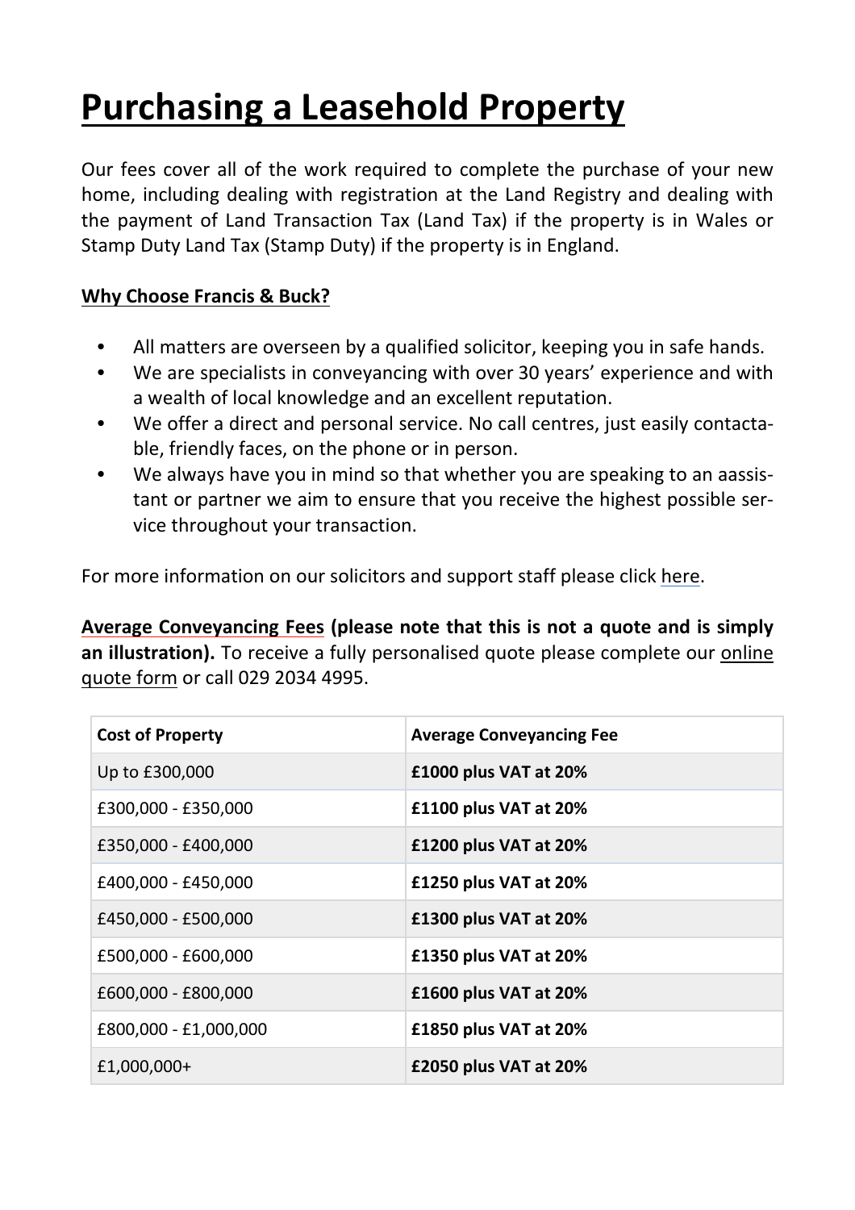# Purchasing a Leasehold Property

Our fees cover all of the work required to complete the purchase of your new home, including dealing with registration at the Land Registry and dealing with the payment of Land Transaction Tax (Land Tax) if the property is in Wales or Stamp Duty Land Tax (Stamp Duty) if the property is in England.

## Why Choose Francis & Buck?

- All matters are overseen by a qualified solicitor, keeping you in safe hands.
- We are specialists in conveyancing with over 30 years' experience and with a wealth of local knowledge and an excellent reputation.
- We offer a direct and personal service. No call centres, just easily contactable, friendly faces, on the phone or in person.
- We always have you in mind so that whether you are speaking to an aassistant or partner we aim to ensure that you receive the highest possible service throughout your transaction.

For more information on our solicitors and support staff please click here.

**Average Conveyancing Fees (please note that this is not a quote and is simply an illustration).** To receive a fully personalised quote please complete our online quote form or call 029 2034 4995.

| Cost of Property | Average Conveyancing Fee |
|---|---|
| Up to £300,000 | **£1000 plus VAT at 20%** |
| £300,000 - £350,000 | **£1100 plus VAT at 20%** |
| £350,000 - £400,000 | **£1200 plus VAT at 20%** |
| £400,000 - £450,000 | **£1250 plus VAT at 20%** |
| £450,000 - £500,000 | **£1300 plus VAT at 20%** |
| £500,000 - £600,000 | **£1350 plus VAT at 20%** |
| £600,000 - £800,000 | **£1600 plus VAT at 20%** |
| £800,000 - £1,000,000 | **£1850 plus VAT at 20%** |
| £1,000,000+ | **£2050 plus VAT at 20%** |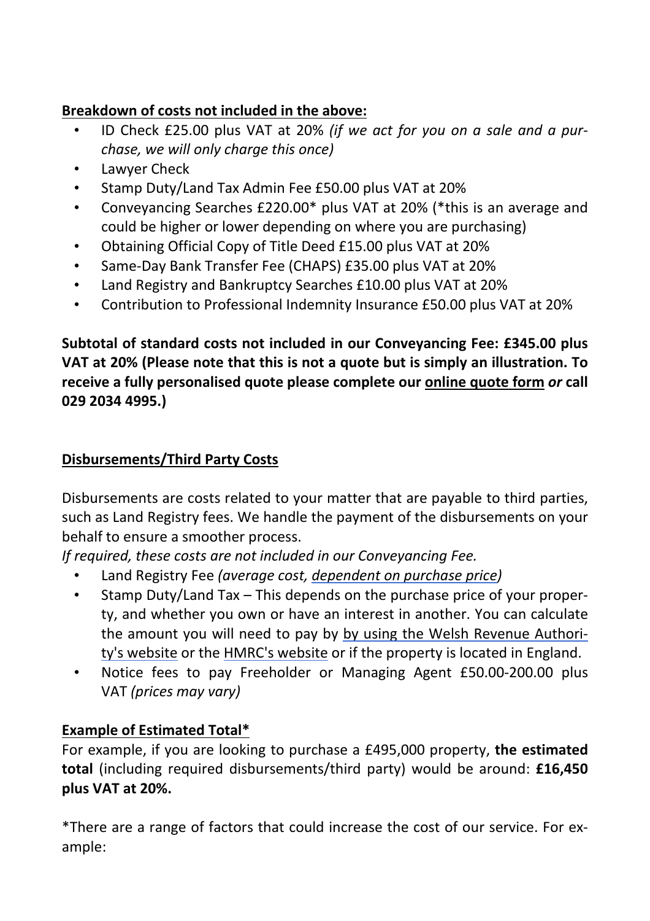**Breakdown of costs not included in the above:**

- ID Check £25.00 plus VAT at 20% *(if we act for you on a sale and a purchase, we will only charge this once)*
- Lawyer Check
- Stamp Duty/Land Tax Admin Fee £50.00 plus VAT at 20%
- Conveyancing Searches £220.00* plus VAT at 20% (*this is an average and could be higher or lower depending on where you are purchasing)
- Obtaining Official Copy of Title Deed £15.00 plus VAT at 20%
- Same-Day Bank Transfer Fee (CHAPS) £35.00 plus VAT at 20%
- Land Registry and Bankruptcy Searches £10.00 plus VAT at 20%
- Contribution to Professional Indemnity Insurance £50.00 plus VAT at 20%

**Subtotal of standard costs not included in our Conveyancing Fee: £345.00 plus VAT at 20% (Please note that this is not a quote but is simply an illustration. To receive a fully personalised quote please complete our online quote form *or* call 029 2034 4995.)**

**Disbursements/Third Party Costs**

Disbursements are costs related to your matter that are payable to third parties, such as Land Registry fees. We handle the payment of the disbursements on your behalf to ensure a smoother process.

*If required, these costs are not included in our Conveyancing Fee.*

- Land Registry Fee *(average cost, dependent on purchase price)*
- Stamp Duty/Land Tax – This depends on the purchase price of your property, and whether you own or have an interest in another. You can calculate the amount you will need to pay by by using the Welsh Revenue Authority's website or the HMRC's website or if the property is located in England.
- Notice fees to pay Freeholder or Managing Agent £50.00-200.00 plus VAT *(prices may vary)*

**Example of Estimated Total***

For example, if you are looking to purchase a £495,000 property, **the estimated total** (including required disbursements/third party) would be around: **£16,450 plus VAT at 20%.**

*There are a range of factors that could increase the cost of our service. For example: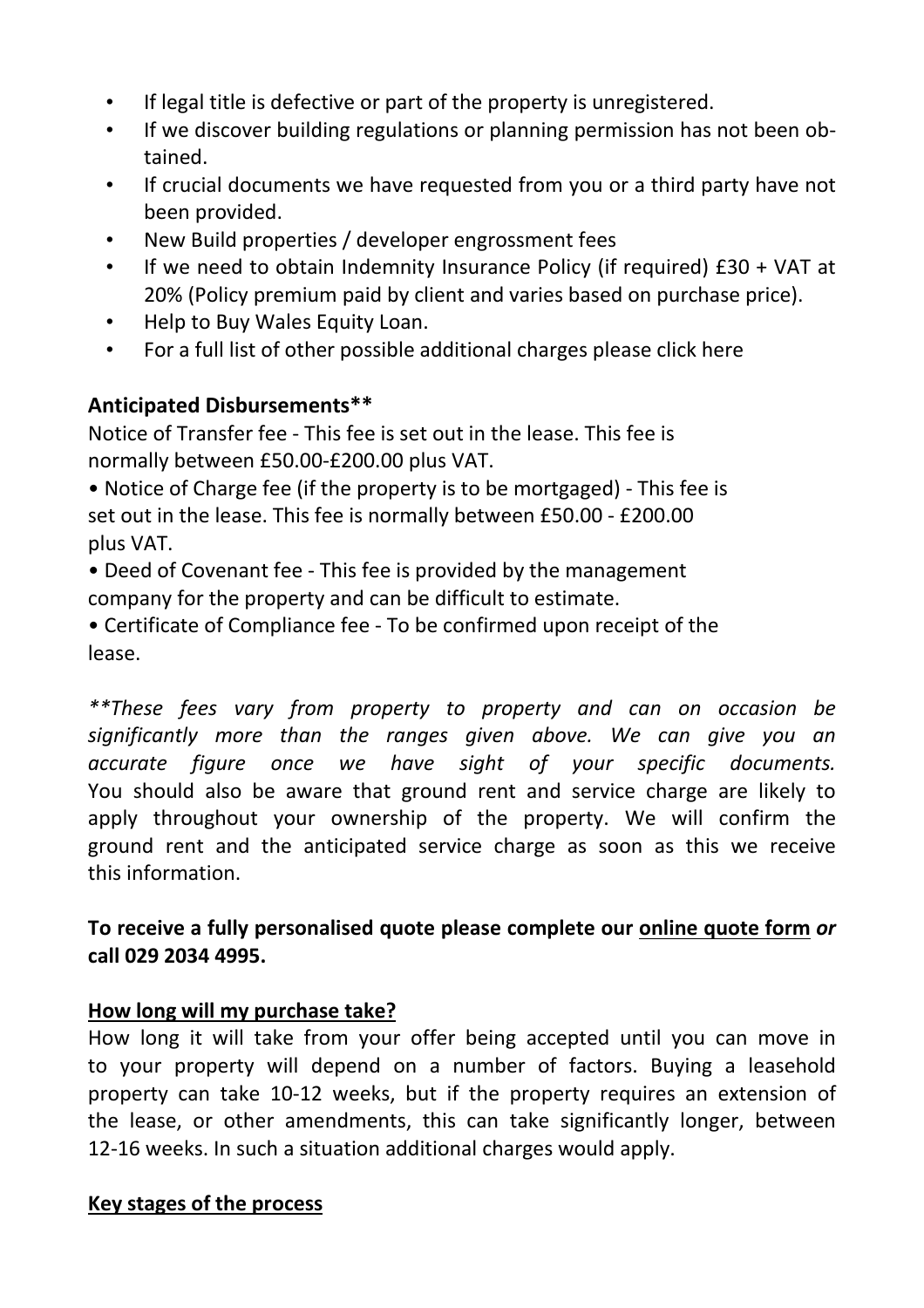- If legal title is defective or part of the property is unregistered.
- If we discover building regulations or planning permission has not been obtained.
- If crucial documents we have requested from you or a third party have not been provided.
- New Build properties / developer engrossment fees
- If we need to obtain Indemnity Insurance Policy (if required) £30 + VAT at 20% (Policy premium paid by client and varies based on purchase price).
- Help to Buy Wales Equity Loan.
- For a full list of other possible additional charges please click here

**Anticipated Disbursements****

Notice of Transfer fee - This fee is set out in the lease. This fee is normally between £50.00-£200.00 plus VAT.

- Notice of Charge fee (if the property is to be mortgaged) - This fee is set out in the lease. This fee is normally between £50.00 - £200.00 plus VAT.
- Deed of Covenant fee - This fee is provided by the management company for the property and can be difficult to estimate.
- Certificate of Compliance fee - To be confirmed upon receipt of the lease.

*\*\*These fees vary from property to property and can on occasion be significantly more than the ranges given above. We can give you an accurate figure once we have sight of your specific documents.* You should also be aware that ground rent and service charge are likely to apply throughout your ownership of the property. We will confirm the ground rent and the anticipated service charge as soon as this we receive this information.

**To receive a fully personalised quote please complete our <u>online quote form</u> *or* call 029 2034 4995.**

## <u>How long will my purchase take?</u>

How long it will take from your offer being accepted until you can move in to your property will depend on a number of factors. Buying a leasehold property can take 10-12 weeks, but if the property requires an extension of the lease, or other amendments, this can take significantly longer, between 12-16 weeks. In such a situation additional charges would apply.

## <u>Key stages of the process</u>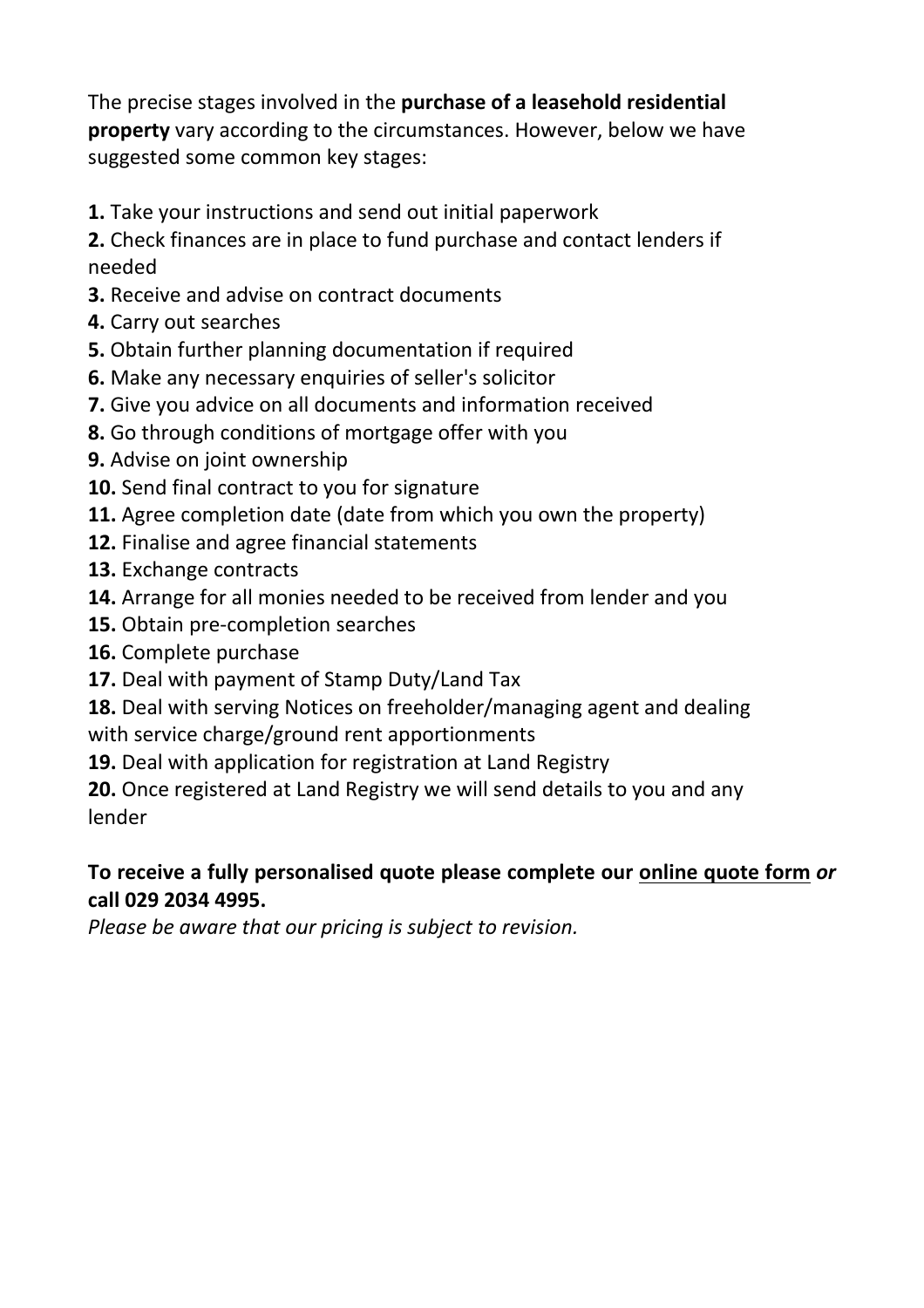The precise stages involved in the **purchase of a leasehold residential property** vary according to the circumstances. However, below we have suggested some common key stages:

**1.** Take your instructions and send out initial paperwork
**2.** Check finances are in place to fund purchase and contact lenders if needed
**3.** Receive and advise on contract documents
**4.** Carry out searches
**5.** Obtain further planning documentation if required
**6.** Make any necessary enquiries of seller's solicitor
**7.** Give you advice on all documents and information received
**8.** Go through conditions of mortgage offer with you
**9.** Advise on joint ownership
**10.** Send final contract to you for signature
**11.** Agree completion date (date from which you own the property)
**12.** Finalise and agree financial statements
**13.** Exchange contracts
**14.** Arrange for all monies needed to be received from lender and you
**15.** Obtain pre-completion searches
**16.** Complete purchase
**17.** Deal with payment of Stamp Duty/Land Tax
**18.** Deal with serving Notices on freeholder/managing agent and dealing with service charge/ground rent apportionments
**19.** Deal with application for registration at Land Registry
**20.** Once registered at Land Registry we will send details to you and any lender

**To receive a fully personalised quote please complete our online quote form *or* call 029 2034 4995.**

*Please be aware that our pricing is subject to revision.*